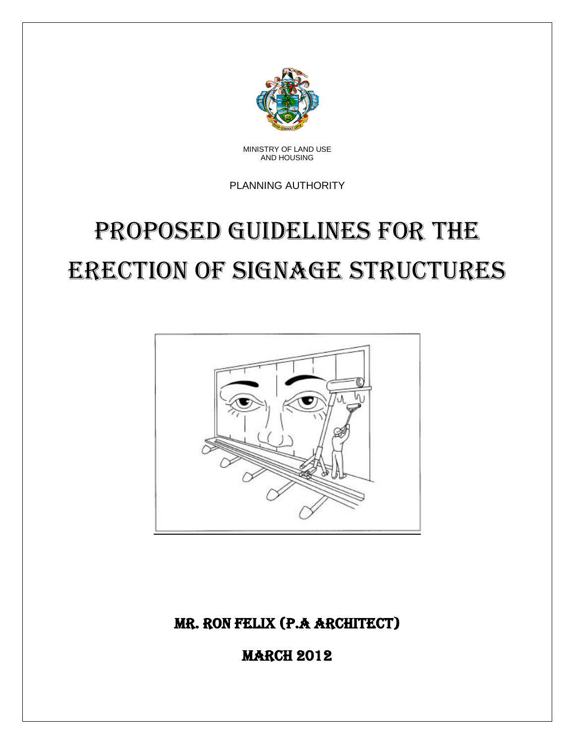MINISTRY OF LAND USE
AND HOUSING

PLANNING AUTHORITY

# PROPOSED GUIDELINES FOR THE ERECTION OF SIGNAGE STRUCTURES

**MR. RON FELIX (P.A ARCHITECT)**

**MARCH 2012**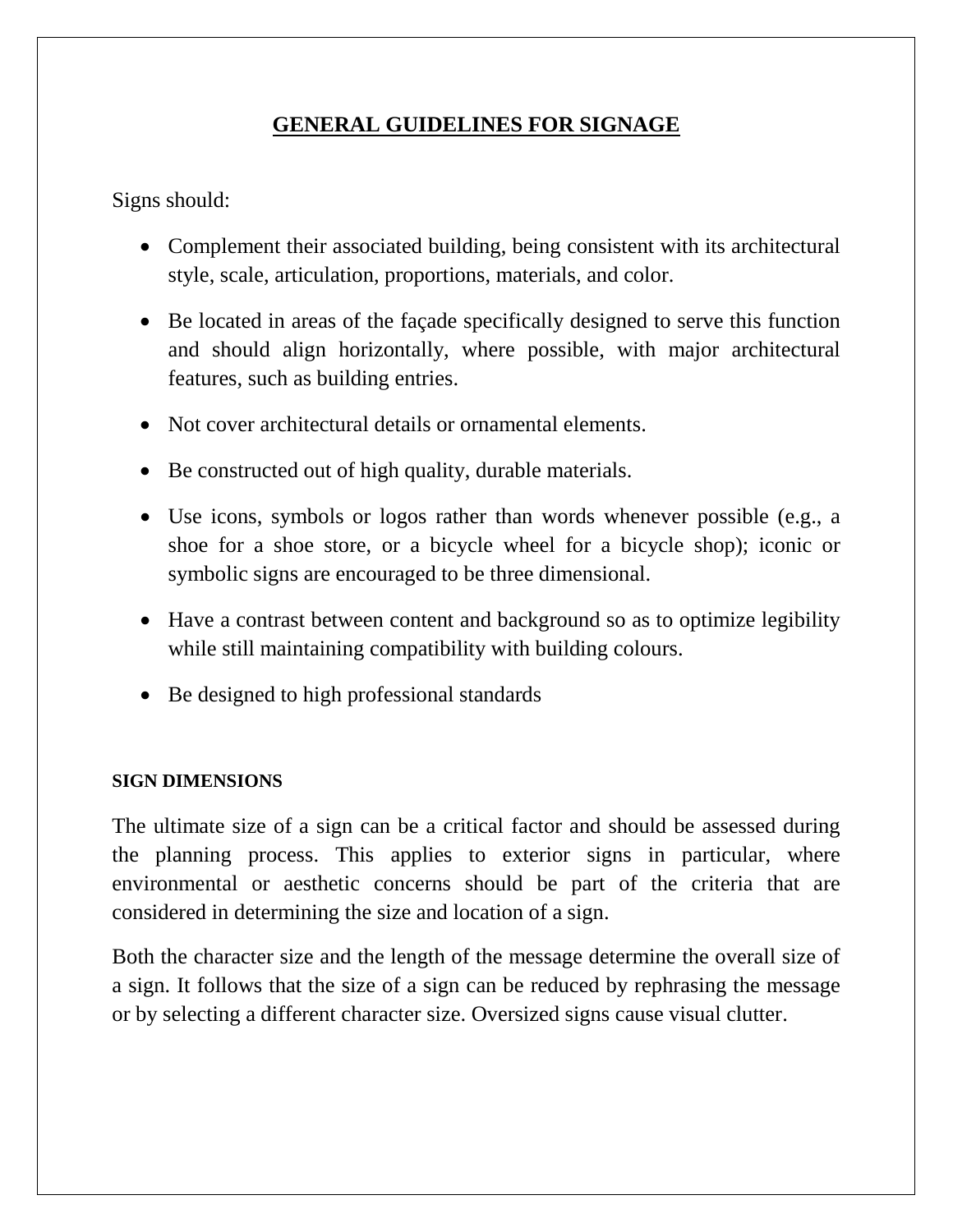## GENERAL GUIDELINES FOR SIGNAGE

Signs should:

- Complement their associated building, being consistent with its architectural style, scale, articulation, proportions, materials, and color.
- Be located in areas of the façade specifically designed to serve this function and should align horizontally, where possible, with major architectural features, such as building entries.
- Not cover architectural details or ornamental elements.
- Be constructed out of high quality, durable materials.
- Use icons, symbols or logos rather than words whenever possible (e.g., a shoe for a shoe store, or a bicycle wheel for a bicycle shop); iconic or symbolic signs are encouraged to be three dimensional.
- Have a contrast between content and background so as to optimize legibility while still maintaining compatibility with building colours.
- Be designed to high professional standards

### SIGN DIMENSIONS

The ultimate size of a sign can be a critical factor and should be assessed during the planning process. This applies to exterior signs in particular, where environmental or aesthetic concerns should be part of the criteria that are considered in determining the size and location of a sign.

Both the character size and the length of the message determine the overall size of a sign. It follows that the size of a sign can be reduced by rephrasing the message or by selecting a different character size. Oversized signs cause visual clutter.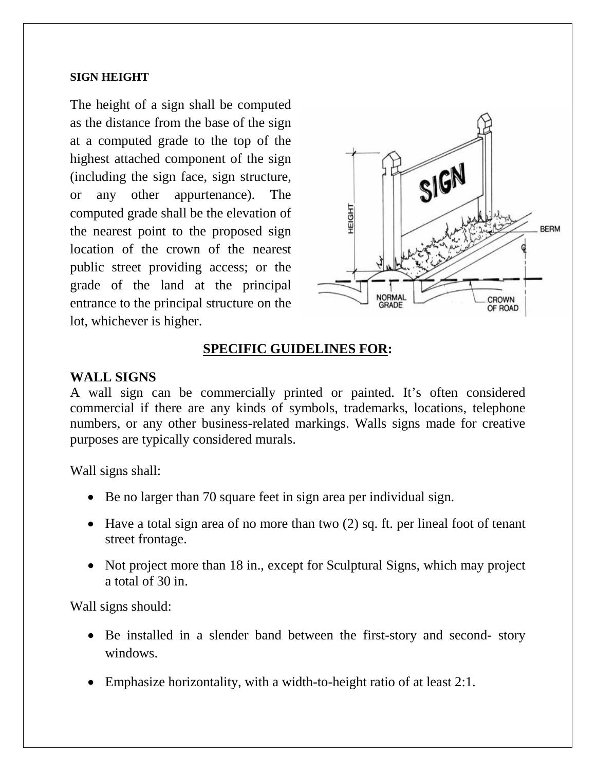**SIGN HEIGHT**

The height of a sign shall be computed as the distance from the base of the sign at a computed grade to the top of the highest attached component of the sign (including the sign face, sign structure, or any other appurtenance). The computed grade shall be the elevation of the nearest point to the proposed sign location of the crown of the nearest public street providing access; or the grade of the land at the principal entrance to the principal structure on the lot, whichever is higher.

## SPECIFIC GUIDELINES FOR:

### WALL SIGNS

A wall sign can be commercially printed or painted. It's often considered commercial if there are any kinds of symbols, trademarks, locations, telephone numbers, or any other business-related markings. Walls signs made for creative purposes are typically considered murals.

Wall signs shall:

- Be no larger than 70 square feet in sign area per individual sign.
- Have a total sign area of no more than two (2) sq. ft. per lineal foot of tenant street frontage.
- Not project more than 18 in., except for Sculptural Signs, which may project a total of 30 in.

Wall signs should:

- Be installed in a slender band between the first-story and second- story windows.
- Emphasize horizontality, with a width-to-height ratio of at least 2:1.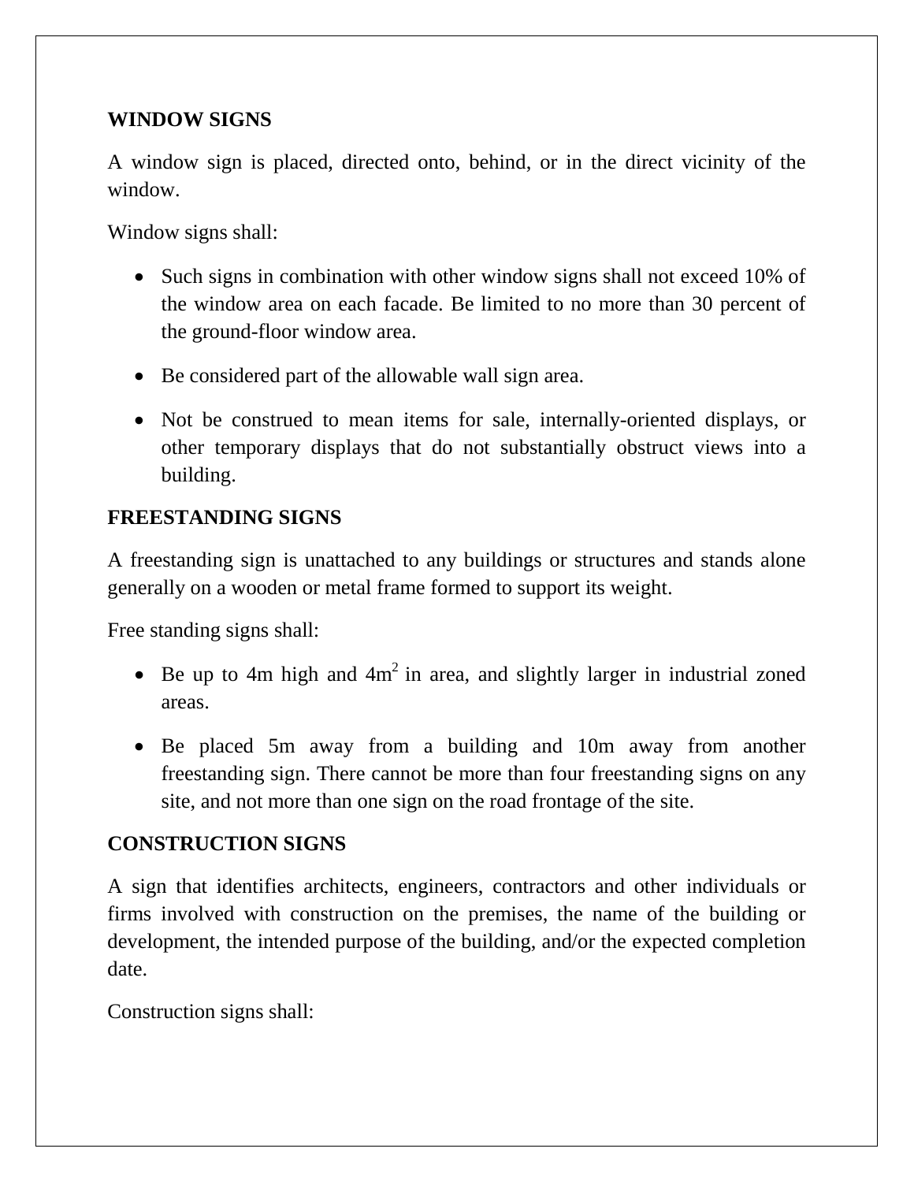**WINDOW SIGNS**

A window sign is placed, directed onto, behind, or in the direct vicinity of the window.

Window signs shall:

- Such signs in combination with other window signs shall not exceed 10% of the window area on each facade. Be limited to no more than 30 percent of the ground-floor window area.
- Be considered part of the allowable wall sign area.
- Not be construed to mean items for sale, internally-oriented displays, or other temporary displays that do not substantially obstruct views into a building.

**FREESTANDING SIGNS**

A freestanding sign is unattached to any buildings or structures and stands alone generally on a wooden or metal frame formed to support its weight.

Free standing signs shall:

- Be up to 4m high and $4m^2$ in area, and slightly larger in industrial zoned areas.
- Be placed 5m away from a building and 10m away from another freestanding sign. There cannot be more than four freestanding signs on any site, and not more than one sign on the road frontage of the site.

**CONSTRUCTION SIGNS**

A sign that identifies architects, engineers, contractors and other individuals or firms involved with construction on the premises, the name of the building or development, the intended purpose of the building, and/or the expected completion date.

Construction signs shall: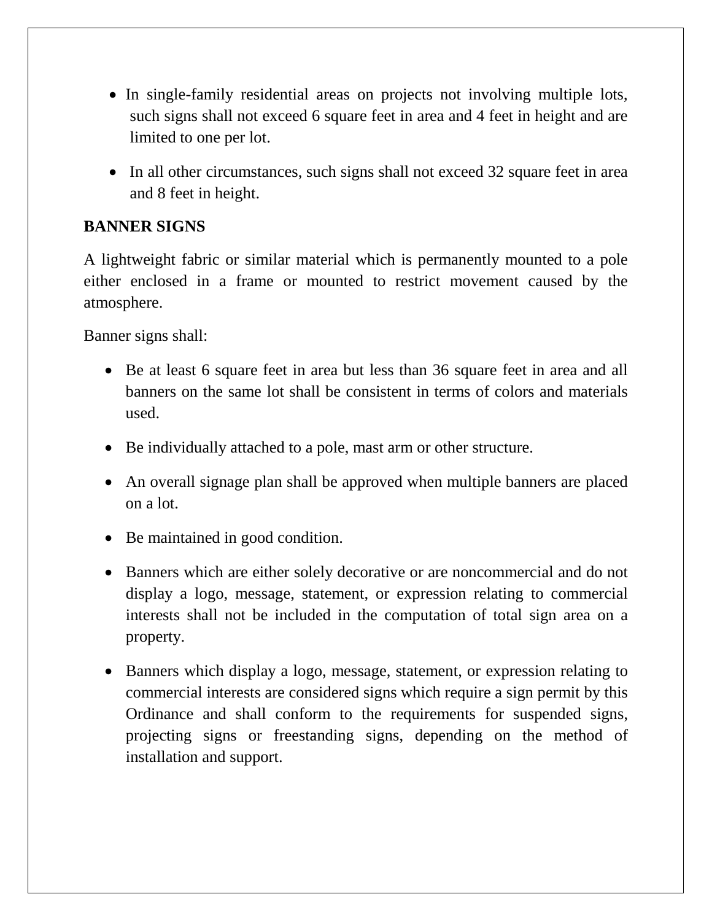- In single-family residential areas on projects not involving multiple lots, such signs shall not exceed 6 square feet in area and 4 feet in height and are limited to one per lot.
- In all other circumstances, such signs shall not exceed 32 square feet in area and 8 feet in height.

**BANNER SIGNS**

A lightweight fabric or similar material which is permanently mounted to a pole either enclosed in a frame or mounted to restrict movement caused by the atmosphere.

Banner signs shall:

- Be at least 6 square feet in area but less than 36 square feet in area and all banners on the same lot shall be consistent in terms of colors and materials used.
- Be individually attached to a pole, mast arm or other structure.
- An overall signage plan shall be approved when multiple banners are placed on a lot.
- Be maintained in good condition.
- Banners which are either solely decorative or are noncommercial and do not display a logo, message, statement, or expression relating to commercial interests shall not be included in the computation of total sign area on a property.
- Banners which display a logo, message, statement, or expression relating to commercial interests are considered signs which require a sign permit by this Ordinance and shall conform to the requirements for suspended signs, projecting signs or freestanding signs, depending on the method of installation and support.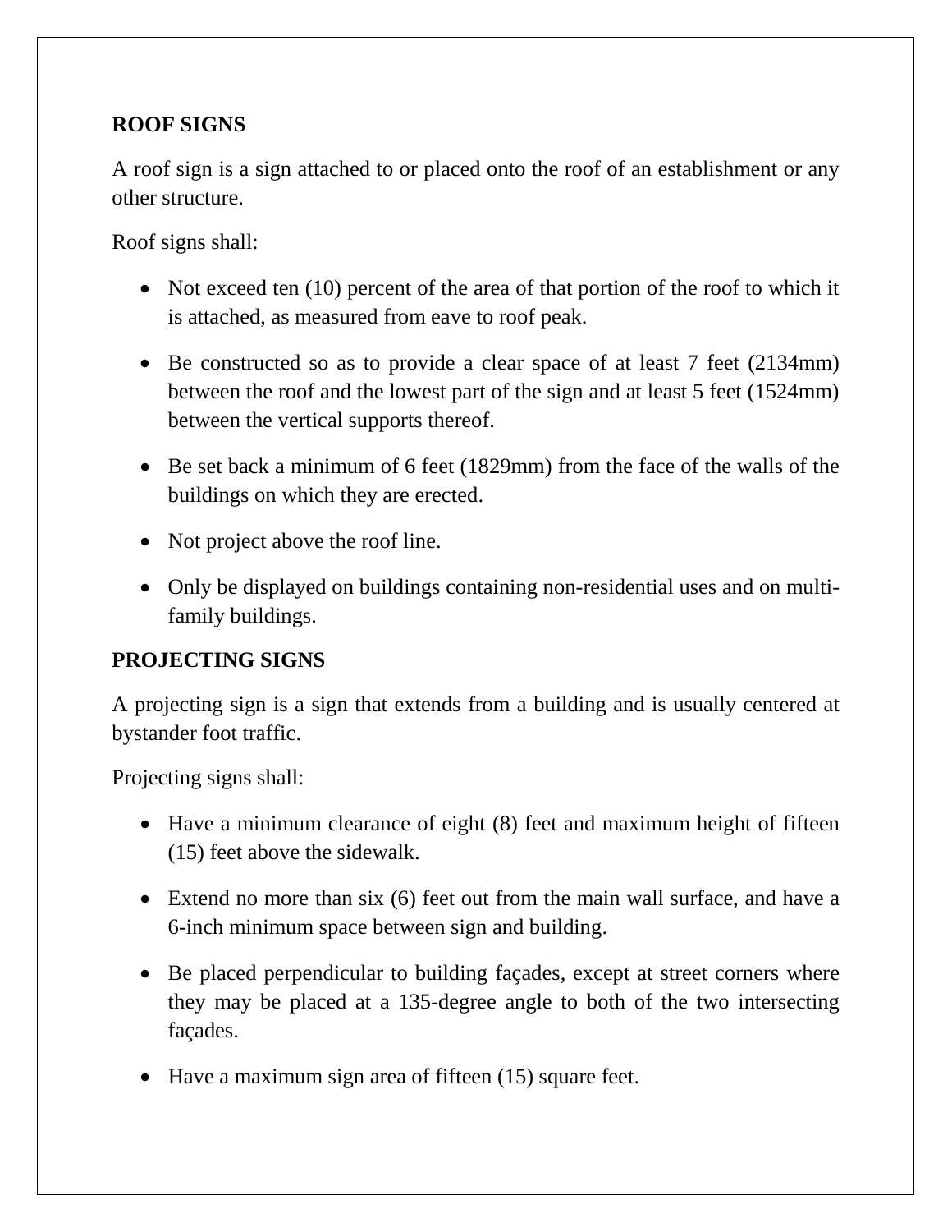**ROOF SIGNS**

A roof sign is a sign attached to or placed onto the roof of an establishment or any other structure.

Roof signs shall:

- Not exceed ten (10) percent of the area of that portion of the roof to which it is attached, as measured from eave to roof peak.
- Be constructed so as to provide a clear space of at least 7 feet (2134mm) between the roof and the lowest part of the sign and at least 5 feet (1524mm) between the vertical supports thereof.
- Be set back a minimum of 6 feet (1829mm) from the face of the walls of the buildings on which they are erected.
- Not project above the roof line.
- Only be displayed on buildings containing non-residential uses and on multi-family buildings.

**PROJECTING SIGNS**

A projecting sign is a sign that extends from a building and is usually centered at bystander foot traffic.

Projecting signs shall:

- Have a minimum clearance of eight (8) feet and maximum height of fifteen (15) feet above the sidewalk.
- Extend no more than six (6) feet out from the main wall surface, and have a 6-inch minimum space between sign and building.
- Be placed perpendicular to building façades, except at street corners where they may be placed at a 135-degree angle to both of the two intersecting façades.
- Have a maximum sign area of fifteen (15) square feet.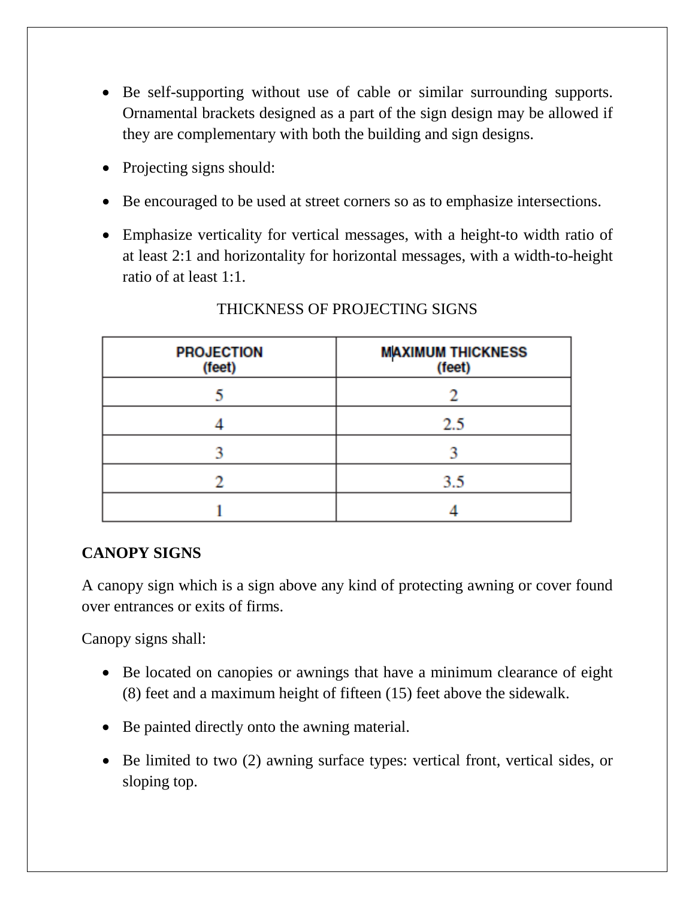- Be self-supporting without use of cable or similar surrounding supports. Ornamental brackets designed as a part of the sign design may be allowed if they are complementary with both the building and sign designs.
- Projecting signs should:
- Be encouraged to be used at street corners so as to emphasize intersections.
- Emphasize verticality for vertical messages, with a height-to width ratio of at least 2:1 and horizontality for horizontal messages, with a width-to-height ratio of at least 1:1.

THICKNESS OF PROJECTING SIGNS

| PROJECTION (feet) | MAXIMUM THICKNESS (feet) |
|---|---|
| 5 | 2 |
| 4 | 2.5 |
| 3 | 3 |
| 2 | 3.5 |
| 1 | 4 |

**CANOPY SIGNS**

A canopy sign which is a sign above any kind of protecting awning or cover found over entrances or exits of firms.

Canopy signs shall:

- Be located on canopies or awnings that have a minimum clearance of eight (8) feet and a maximum height of fifteen (15) feet above the sidewalk.
- Be painted directly onto the awning material.
- Be limited to two (2) awning surface types: vertical front, vertical sides, or sloping top.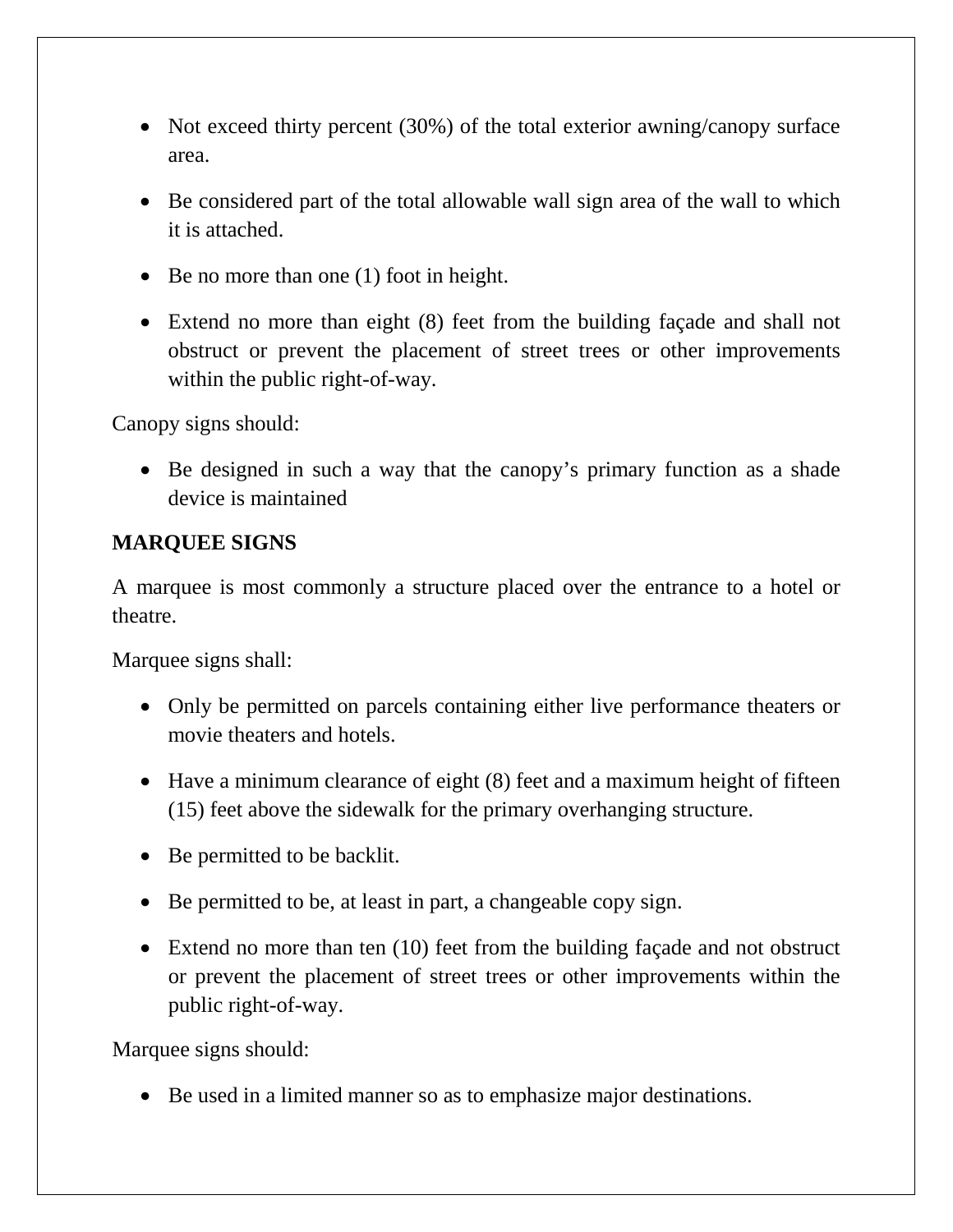- Not exceed thirty percent (30%) of the total exterior awning/canopy surface area.

- Be considered part of the total allowable wall sign area of the wall to which it is attached.

- Be no more than one (1) foot in height.

- Extend no more than eight (8) feet from the building façade and shall not obstruct or prevent the placement of street trees or other improvements within the public right-of-way.

Canopy signs should:

- Be designed in such a way that the canopy’s primary function as a shade device is maintained

**MARQUEE SIGNS**

A marquee is most commonly a structure placed over the entrance to a hotel or theatre.

Marquee signs shall:

- Only be permitted on parcels containing either live performance theaters or movie theaters and hotels.

- Have a minimum clearance of eight (8) feet and a maximum height of fifteen (15) feet above the sidewalk for the primary overhanging structure.

- Be permitted to be backlit.

- Be permitted to be, at least in part, a changeable copy sign.

- Extend no more than ten (10) feet from the building façade and not obstruct or prevent the placement of street trees or other improvements within the public right-of-way.

Marquee signs should:

- Be used in a limited manner so as to emphasize major destinations.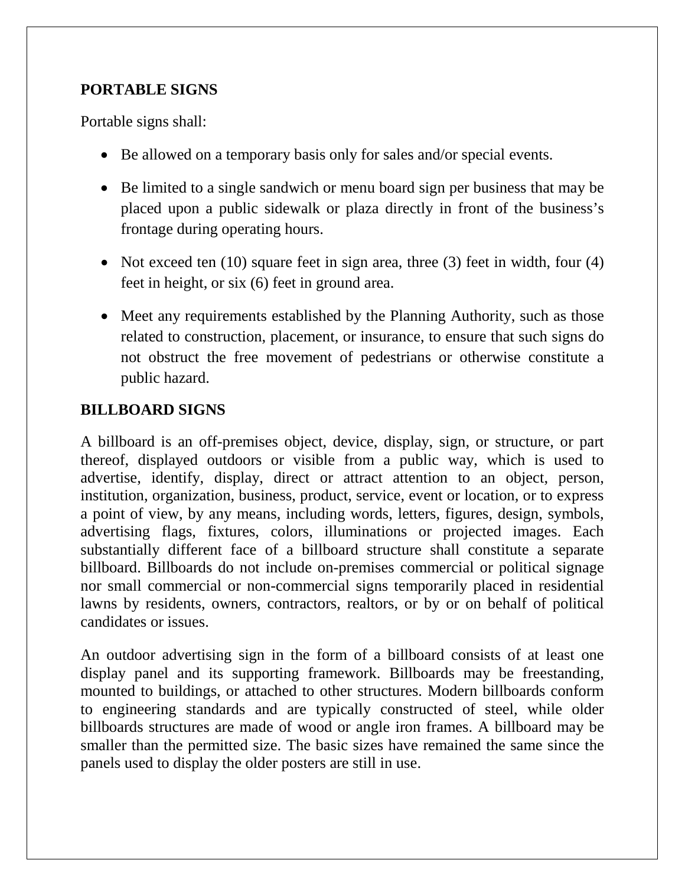## PORTABLE SIGNS

Portable signs shall:

- Be allowed on a temporary basis only for sales and/or special events.
- Be limited to a single sandwich or menu board sign per business that may be placed upon a public sidewalk or plaza directly in front of the business's frontage during operating hours.
- Not exceed ten (10) square feet in sign area, three (3) feet in width, four (4) feet in height, or six (6) feet in ground area.
- Meet any requirements established by the Planning Authority, such as those related to construction, placement, or insurance, to ensure that such signs do not obstruct the free movement of pedestrians or otherwise constitute a public hazard.

## BILLBOARD SIGNS

A billboard is an off-premises object, device, display, sign, or structure, or part thereof, displayed outdoors or visible from a public way, which is used to advertise, identify, display, direct or attract attention to an object, person, institution, organization, business, product, service, event or location, or to express a point of view, by any means, including words, letters, figures, design, symbols, advertising flags, fixtures, colors, illuminations or projected images. Each substantially different face of a billboard structure shall constitute a separate billboard. Billboards do not include on-premises commercial or political signage nor small commercial or non-commercial signs temporarily placed in residential lawns by residents, owners, contractors, realtors, or by or on behalf of political candidates or issues.

An outdoor advertising sign in the form of a billboard consists of at least one display panel and its supporting framework. Billboards may be freestanding, mounted to buildings, or attached to other structures. Modern billboards conform to engineering standards and are typically constructed of steel, while older billboards structures are made of wood or angle iron frames. A billboard may be smaller than the permitted size. The basic sizes have remained the same since the panels used to display the older posters are still in use.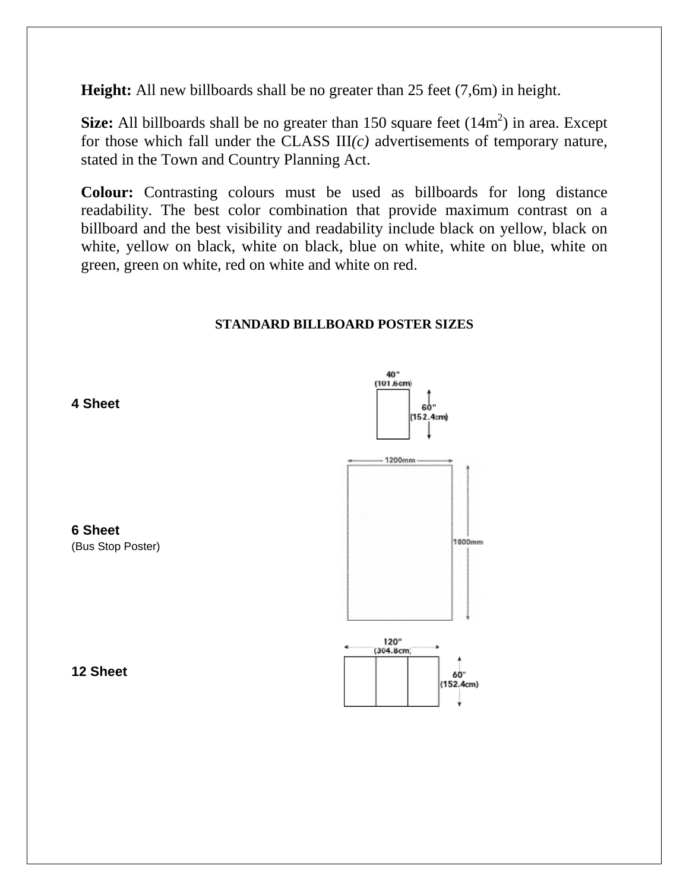**Height:** All new billboards shall be no greater than 25 feet (7,6m) in height.

**Size:** All billboards shall be no greater than 150 square feet ($14m^2$) in area. Except for those which fall under the CLASS III*(c)* advertisements of temporary nature, stated in the Town and Country Planning Act.

**Colour:** Contrasting colours must be used as billboards for long distance readability. The best color combination that provide maximum contrast on a billboard and the best visibility and readability include black on yellow, black on white, yellow on black, white on black, blue on white, white on blue, white on green, green on white, red on white and white on red.

**STANDARD BILLBOARD POSTER SIZES**

**4 Sheet**

40" (101.6cm)
60" (152.4cm)

**6 Sheet**
(Bus Stop Poster)

1200mm
1800mm

**12 Sheet**

120" (304.8cm)
60" (152.4cm)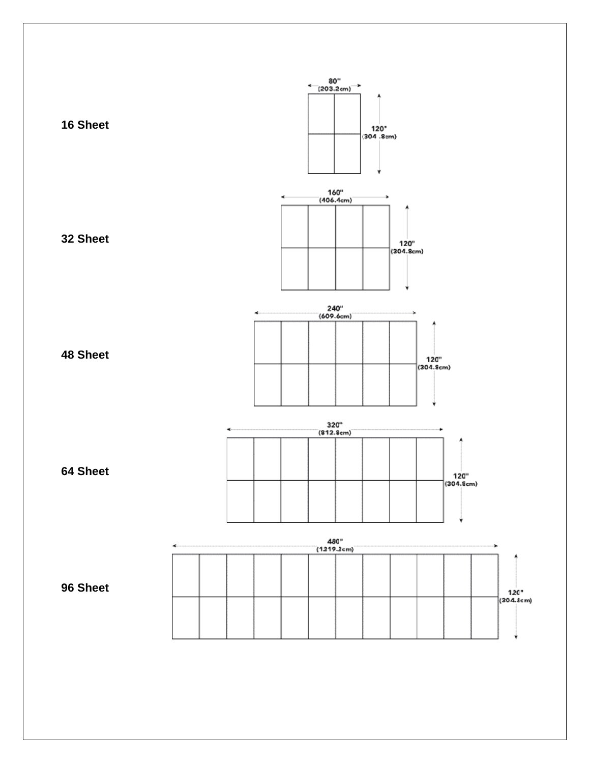**16 Sheet**

80" (203.2cm) × 120" (304.8cm)

**32 Sheet**

160" (406.4cm) × 120" (304.8cm)

**48 Sheet**

240" (609.6cm) × 120" (304.8cm)

**64 Sheet**

320" (812.8cm) × 120" (304.8cm)

**96 Sheet**

480" (1219.2cm) × 120" (304.8cm)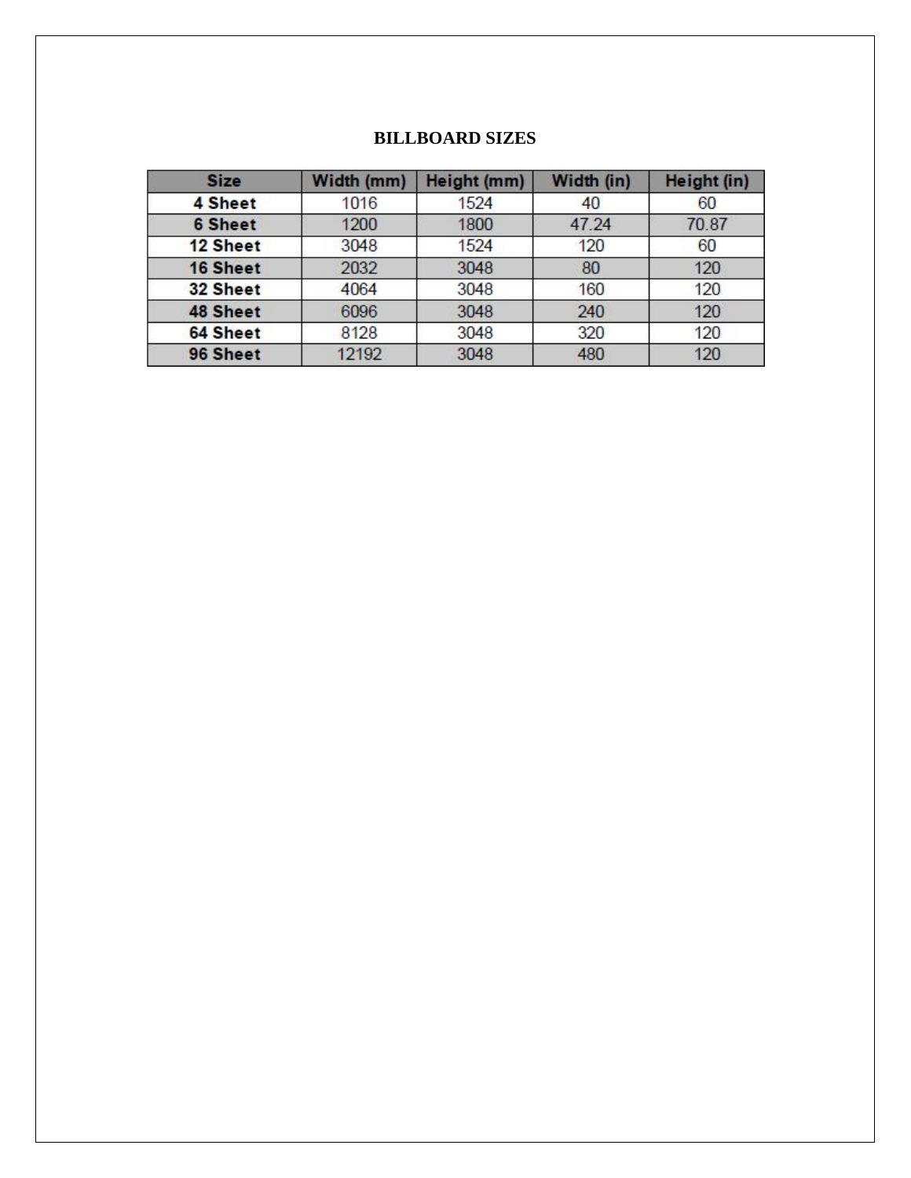# BILLBOARD SIZES

| Size | Width (mm) | Height (mm) | Width (in) | Height (in) |
|---|---|---|---|---|
| **4 Sheet** | 1016 | 1524 | 40 | 60 |
| **6 Sheet** | 1200 | 1800 | 47.24 | 70.87 |
| **12 Sheet** | 3048 | 1524 | 120 | 60 |
| **16 Sheet** | 2032 | 3048 | 80 | 120 |
| **32 Sheet** | 4064 | 3048 | 160 | 120 |
| **48 Sheet** | 6096 | 3048 | 240 | 120 |
| **64 Sheet** | 8128 | 3048 | 320 | 120 |
| **96 Sheet** | 12192 | 3048 | 480 | 120 |